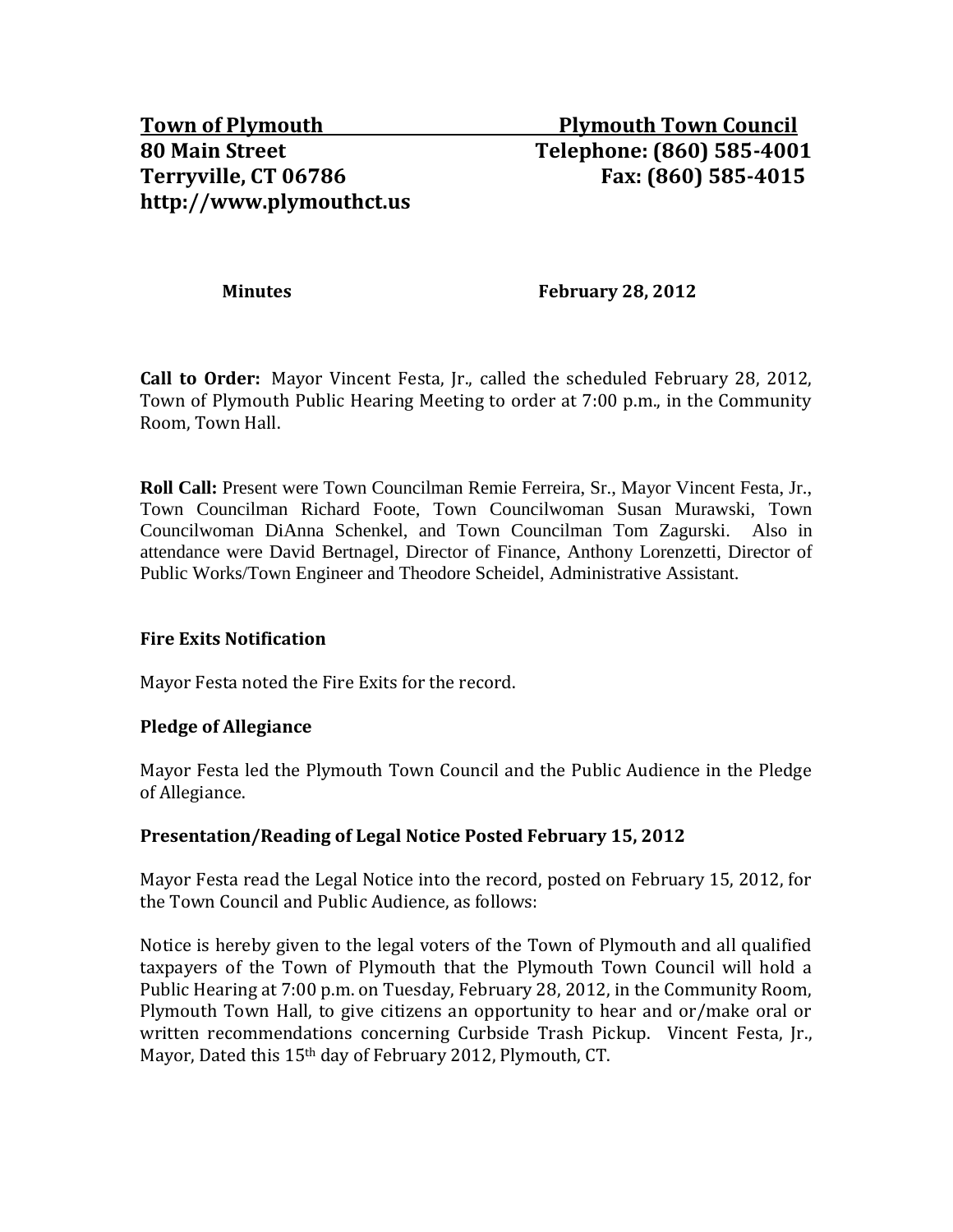**Town of Plymouth** **Plymouth Town Council**
**80 Main Street** **Telephone: (860) 585-4001**
**Terryville, CT 06786** **Fax: (860) 585-4015**
**http://www.plymouthct.us**

**Minutes** **February 28, 2012**

**Call to Order:** Mayor Vincent Festa, Jr., called the scheduled February 28, 2012, Town of Plymouth Public Hearing Meeting to order at 7:00 p.m., in the Community Room, Town Hall.

**Roll Call:** Present were Town Councilman Remie Ferreira, Sr., Mayor Vincent Festa, Jr., Town Councilman Richard Foote, Town Councilwoman Susan Murawski, Town Councilwoman DiAnna Schenkel, and Town Councilman Tom Zagurski. Also in attendance were David Bertnagel, Director of Finance, Anthony Lorenzetti, Director of Public Works/Town Engineer and Theodore Scheidel, Administrative Assistant.

**Fire Exits Notification**

Mayor Festa noted the Fire Exits for the record.

**Pledge of Allegiance**

Mayor Festa led the Plymouth Town Council and the Public Audience in the Pledge of Allegiance.

**Presentation/Reading of Legal Notice Posted February 15, 2012**

Mayor Festa read the Legal Notice into the record, posted on February 15, 2012, for the Town Council and Public Audience, as follows:

Notice is hereby given to the legal voters of the Town of Plymouth and all qualified taxpayers of the Town of Plymouth that the Plymouth Town Council will hold a Public Hearing at 7:00 p.m. on Tuesday, February 28, 2012, in the Community Room, Plymouth Town Hall, to give citizens an opportunity to hear and or/make oral or written recommendations concerning Curbside Trash Pickup. Vincent Festa, Jr., Mayor, Dated this 15th day of February 2012, Plymouth, CT.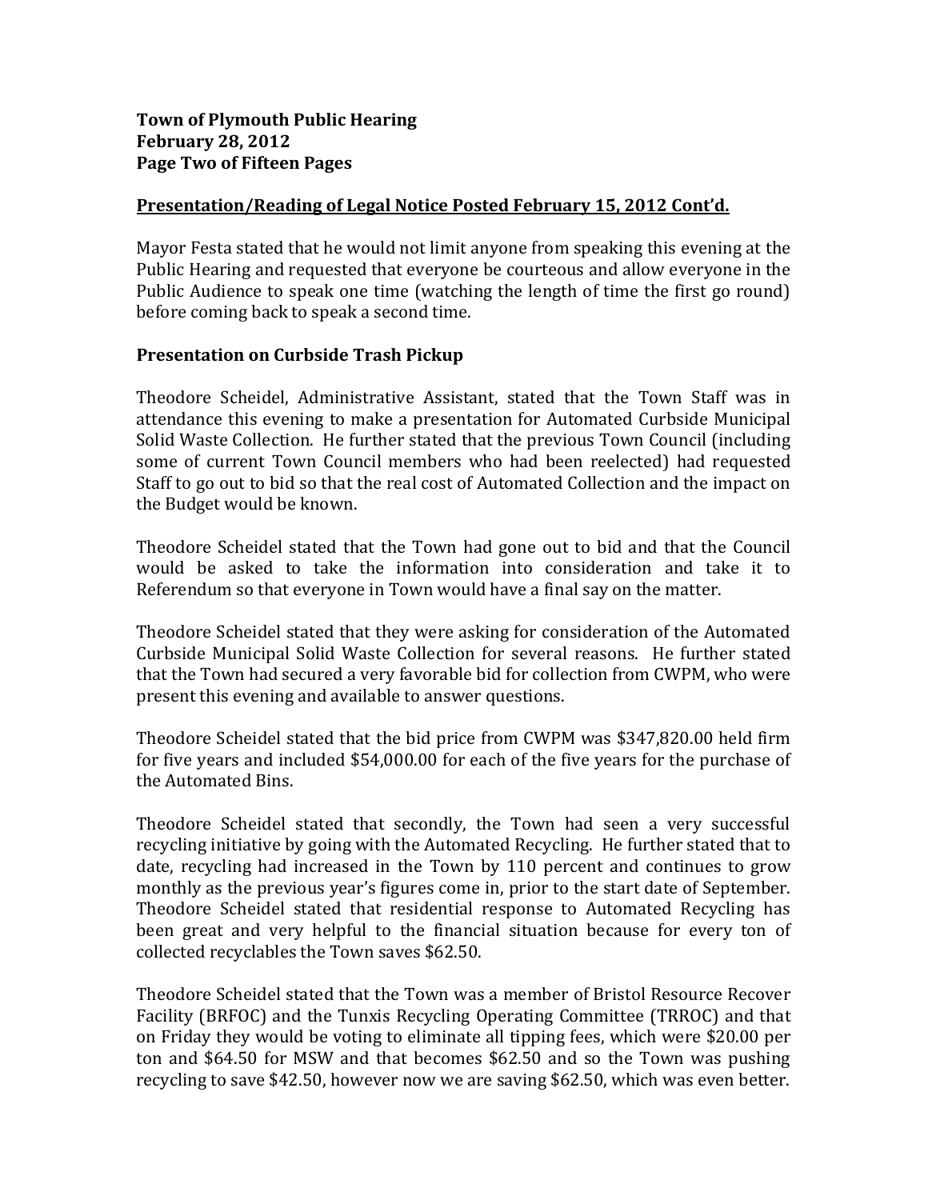## Presentation/Reading of Legal Notice Posted February 15, 2012 Cont'd.

Mayor Festa stated that he would not limit anyone from speaking this evening at the Public Hearing and requested that everyone be courteous and allow everyone in the Public Audience to speak one time (watching the length of time the first go round) before coming back to speak a second time.

### Presentation on Curbside Trash Pickup

Theodore Scheidel, Administrative Assistant, stated that the Town Staff was in attendance this evening to make a presentation for Automated Curbside Municipal Solid Waste Collection. He further stated that the previous Town Council (including some of current Town Council members who had been reelected) had requested Staff to go out to bid so that the real cost of Automated Collection and the impact on the Budget would be known.

Theodore Scheidel stated that the Town had gone out to bid and that the Council would be asked to take the information into consideration and take it to Referendum so that everyone in Town would have a final say on the matter.

Theodore Scheidel stated that they were asking for consideration of the Automated Curbside Municipal Solid Waste Collection for several reasons. He further stated that the Town had secured a very favorable bid for collection from CWPM, who were present this evening and available to answer questions.

Theodore Scheidel stated that the bid price from CWPM was $347,820.00 held firm for five years and included $54,000.00 for each of the five years for the purchase of the Automated Bins.

Theodore Scheidel stated that secondly, the Town had seen a very successful recycling initiative by going with the Automated Recycling. He further stated that to date, recycling had increased in the Town by 110 percent and continues to grow monthly as the previous year's figures come in, prior to the start date of September. Theodore Scheidel stated that residential response to Automated Recycling has been great and very helpful to the financial situation because for every ton of collected recyclables the Town saves $62.50.

Theodore Scheidel stated that the Town was a member of Bristol Resource Recover Facility (BRFOC) and the Tunxis Recycling Operating Committee (TRROC) and that on Friday they would be voting to eliminate all tipping fees, which were $20.00 per ton and $64.50 for MSW and that becomes $62.50 and so the Town was pushing recycling to save $42.50, however now we are saving $62.50, which was even better.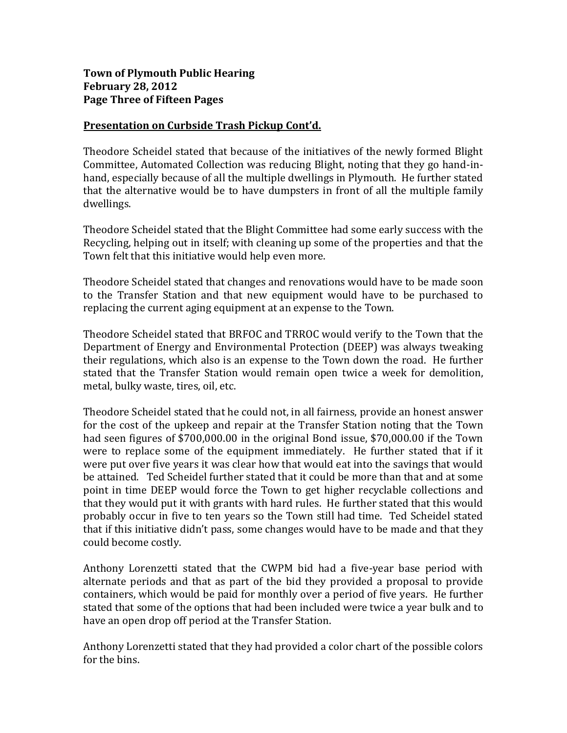## Presentation on Curbside Trash Pickup Cont'd.

Theodore Scheidel stated that because of the initiatives of the newly formed Blight Committee, Automated Collection was reducing Blight, noting that they go hand-in-hand, especially because of all the multiple dwellings in Plymouth. He further stated that the alternative would be to have dumpsters in front of all the multiple family dwellings.

Theodore Scheidel stated that the Blight Committee had some early success with the Recycling, helping out in itself; with cleaning up some of the properties and that the Town felt that this initiative would help even more.

Theodore Scheidel stated that changes and renovations would have to be made soon to the Transfer Station and that new equipment would have to be purchased to replacing the current aging equipment at an expense to the Town.

Theodore Scheidel stated that BRFOC and TRROC would verify to the Town that the Department of Energy and Environmental Protection (DEEP) was always tweaking their regulations, which also is an expense to the Town down the road. He further stated that the Transfer Station would remain open twice a week for demolition, metal, bulky waste, tires, oil, etc.

Theodore Scheidel stated that he could not, in all fairness, provide an honest answer for the cost of the upkeep and repair at the Transfer Station noting that the Town had seen figures of $700,000.00 in the original Bond issue, $70,000.00 if the Town were to replace some of the equipment immediately. He further stated that if it were put over five years it was clear how that would eat into the savings that would be attained. Ted Scheidel further stated that it could be more than that and at some point in time DEEP would force the Town to get higher recyclable collections and that they would put it with grants with hard rules. He further stated that this would probably occur in five to ten years so the Town still had time. Ted Scheidel stated that if this initiative didn't pass, some changes would have to be made and that they could become costly.

Anthony Lorenzetti stated that the CWPM bid had a five-year base period with alternate periods and that as part of the bid they provided a proposal to provide containers, which would be paid for monthly over a period of five years. He further stated that some of the options that had been included were twice a year bulk and to have an open drop off period at the Transfer Station.

Anthony Lorenzetti stated that they had provided a color chart of the possible colors for the bins.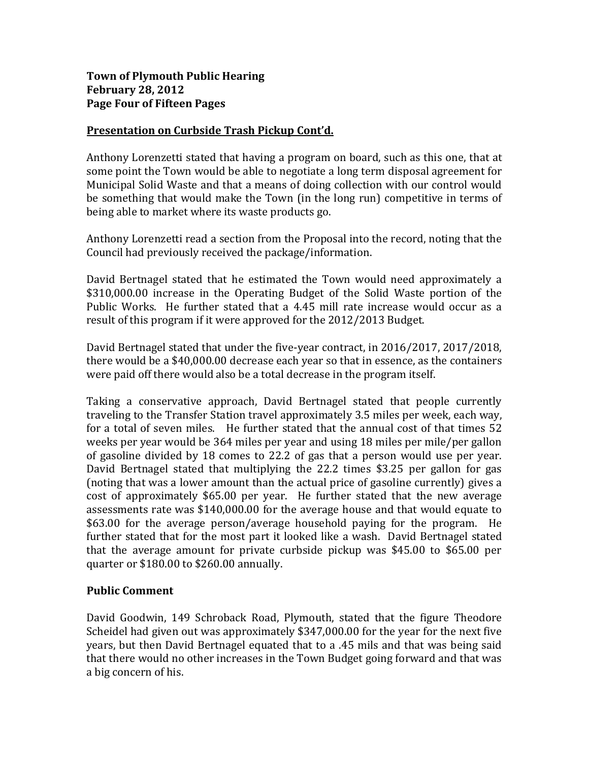**Town of Plymouth Public Hearing**
**February 28, 2012**
**Page Four of Fifteen Pages**

## Presentation on Curbside Trash Pickup Cont'd.

Anthony Lorenzetti stated that having a program on board, such as this one, that at some point the Town would be able to negotiate a long term disposal agreement for Municipal Solid Waste and that a means of doing collection with our control would be something that would make the Town (in the long run) competitive in terms of being able to market where its waste products go.

Anthony Lorenzetti read a section from the Proposal into the record, noting that the Council had previously received the package/information.

David Bertnagel stated that he estimated the Town would need approximately a $310,000.00 increase in the Operating Budget of the Solid Waste portion of the Public Works. He further stated that a 4.45 mill rate increase would occur as a result of this program if it were approved for the 2012/2013 Budget.

David Bertnagel stated that under the five-year contract, in 2016/2017, 2017/2018, there would be a $40,000.00 decrease each year so that in essence, as the containers were paid off there would also be a total decrease in the program itself.

Taking a conservative approach, David Bertnagel stated that people currently traveling to the Transfer Station travel approximately 3.5 miles per week, each way, for a total of seven miles. He further stated that the annual cost of that times 52 weeks per year would be 364 miles per year and using 18 miles per mile/per gallon of gasoline divided by 18 comes to 22.2 of gas that a person would use per year. David Bertnagel stated that multiplying the 22.2 times $3.25 per gallon for gas (noting that was a lower amount than the actual price of gasoline currently) gives a cost of approximately $65.00 per year. He further stated that the new average assessments rate was $140,000.00 for the average house and that would equate to $63.00 for the average person/average household paying for the program. He further stated that for the most part it looked like a wash. David Bertnagel stated that the average amount for private curbside pickup was $45.00 to $65.00 per quarter or $180.00 to $260.00 annually.

## Public Comment

David Goodwin, 149 Schroback Road, Plymouth, stated that the figure Theodore Scheidel had given out was approximately $347,000.00 for the year for the next five years, but then David Bertnagel equated that to a .45 mils and that was being said that there would no other increases in the Town Budget going forward and that was a big concern of his.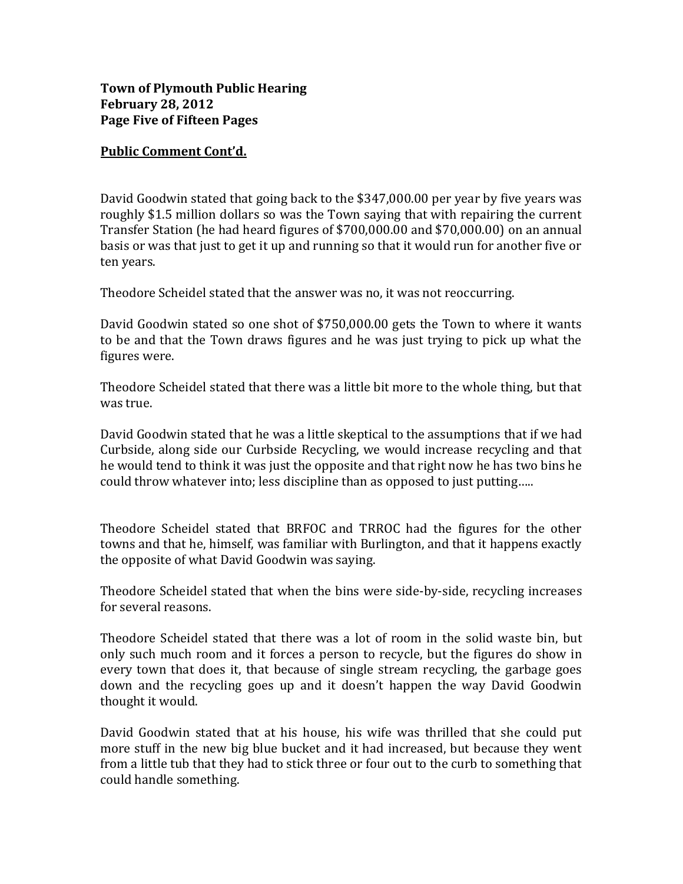**Public Comment Cont'd.**

David Goodwin stated that going back to the $347,000.00 per year by five years was roughly $1.5 million dollars so was the Town saying that with repairing the current Transfer Station (he had heard figures of $700,000.00 and $70,000.00) on an annual basis or was that just to get it up and running so that it would run for another five or ten years.

Theodore Scheidel stated that the answer was no, it was not reoccurring.

David Goodwin stated so one shot of $750,000.00 gets the Town to where it wants to be and that the Town draws figures and he was just trying to pick up what the figures were.

Theodore Scheidel stated that there was a little bit more to the whole thing, but that was true.

David Goodwin stated that he was a little skeptical to the assumptions that if we had Curbside, along side our Curbside Recycling, we would increase recycling and that he would tend to think it was just the opposite and that right now he has two bins he could throw whatever into; less discipline than as opposed to just putting.....

Theodore Scheidel stated that BRFOC and TRROC had the figures for the other towns and that he, himself, was familiar with Burlington, and that it happens exactly the opposite of what David Goodwin was saying.

Theodore Scheidel stated that when the bins were side-by-side, recycling increases for several reasons.

Theodore Scheidel stated that there was a lot of room in the solid waste bin, but only such much room and it forces a person to recycle, but the figures do show in every town that does it, that because of single stream recycling, the garbage goes down and the recycling goes up and it doesn't happen the way David Goodwin thought it would.

David Goodwin stated that at his house, his wife was thrilled that she could put more stuff in the new big blue bucket and it had increased, but because they went from a little tub that they had to stick three or four out to the curb to something that could handle something.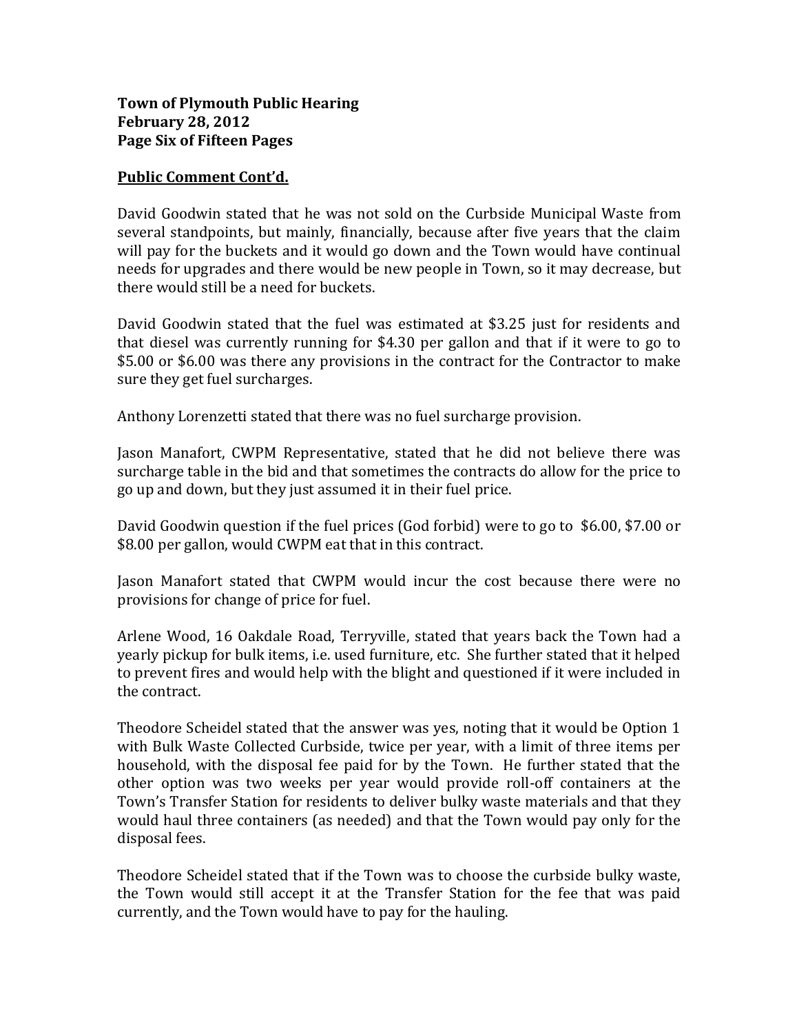## Public Comment Cont'd.

David Goodwin stated that he was not sold on the Curbside Municipal Waste from several standpoints, but mainly, financially, because after five years that the claim will pay for the buckets and it would go down and the Town would have continual needs for upgrades and there would be new people in Town, so it may decrease, but there would still be a need for buckets.

David Goodwin stated that the fuel was estimated at $3.25 just for residents and that diesel was currently running for $4.30 per gallon and that if it were to go to $5.00 or $6.00 was there any provisions in the contract for the Contractor to make sure they get fuel surcharges.

Anthony Lorenzetti stated that there was no fuel surcharge provision.

Jason Manafort, CWPM Representative, stated that he did not believe there was surcharge table in the bid and that sometimes the contracts do allow for the price to go up and down, but they just assumed it in their fuel price.

David Goodwin question if the fuel prices (God forbid) were to go to $6.00, $7.00 or $8.00 per gallon, would CWPM eat that in this contract.

Jason Manafort stated that CWPM would incur the cost because there were no provisions for change of price for fuel.

Arlene Wood, 16 Oakdale Road, Terryville, stated that years back the Town had a yearly pickup for bulk items, i.e. used furniture, etc. She further stated that it helped to prevent fires and would help with the blight and questioned if it were included in the contract.

Theodore Scheidel stated that the answer was yes, noting that it would be Option 1 with Bulk Waste Collected Curbside, twice per year, with a limit of three items per household, with the disposal fee paid for by the Town. He further stated that the other option was two weeks per year would provide roll-off containers at the Town's Transfer Station for residents to deliver bulky waste materials and that they would haul three containers (as needed) and that the Town would pay only for the disposal fees.

Theodore Scheidel stated that if the Town was to choose the curbside bulky waste, the Town would still accept it at the Transfer Station for the fee that was paid currently, and the Town would have to pay for the hauling.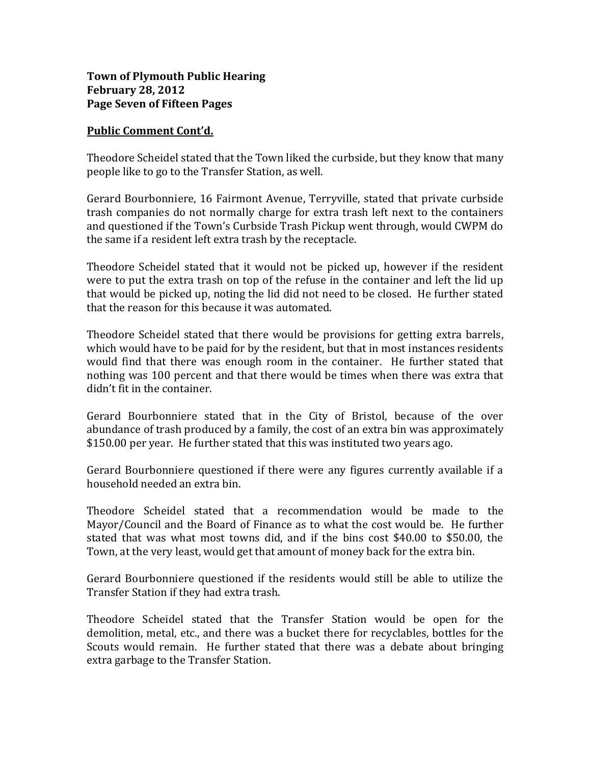## Public Comment Cont'd.

Theodore Scheidel stated that the Town liked the curbside, but they know that many people like to go to the Transfer Station, as well.

Gerard Bourbonniere, 16 Fairmont Avenue, Terryville, stated that private curbside trash companies do not normally charge for extra trash left next to the containers and questioned if the Town's Curbside Trash Pickup went through, would CWPM do the same if a resident left extra trash by the receptacle.

Theodore Scheidel stated that it would not be picked up, however if the resident were to put the extra trash on top of the refuse in the container and left the lid up that would be picked up, noting the lid did not need to be closed. He further stated that the reason for this because it was automated.

Theodore Scheidel stated that there would be provisions for getting extra barrels, which would have to be paid for by the resident, but that in most instances residents would find that there was enough room in the container. He further stated that nothing was 100 percent and that there would be times when there was extra that didn't fit in the container.

Gerard Bourbonniere stated that in the City of Bristol, because of the over abundance of trash produced by a family, the cost of an extra bin was approximately $150.00 per year. He further stated that this was instituted two years ago.

Gerard Bourbonniere questioned if there were any figures currently available if a household needed an extra bin.

Theodore Scheidel stated that a recommendation would be made to the Mayor/Council and the Board of Finance as to what the cost would be. He further stated that was what most towns did, and if the bins cost $40.00 to $50.00, the Town, at the very least, would get that amount of money back for the extra bin.

Gerard Bourbonniere questioned if the residents would still be able to utilize the Transfer Station if they had extra trash.

Theodore Scheidel stated that the Transfer Station would be open for the demolition, metal, etc., and there was a bucket there for recyclables, bottles for the Scouts would remain. He further stated that there was a debate about bringing extra garbage to the Transfer Station.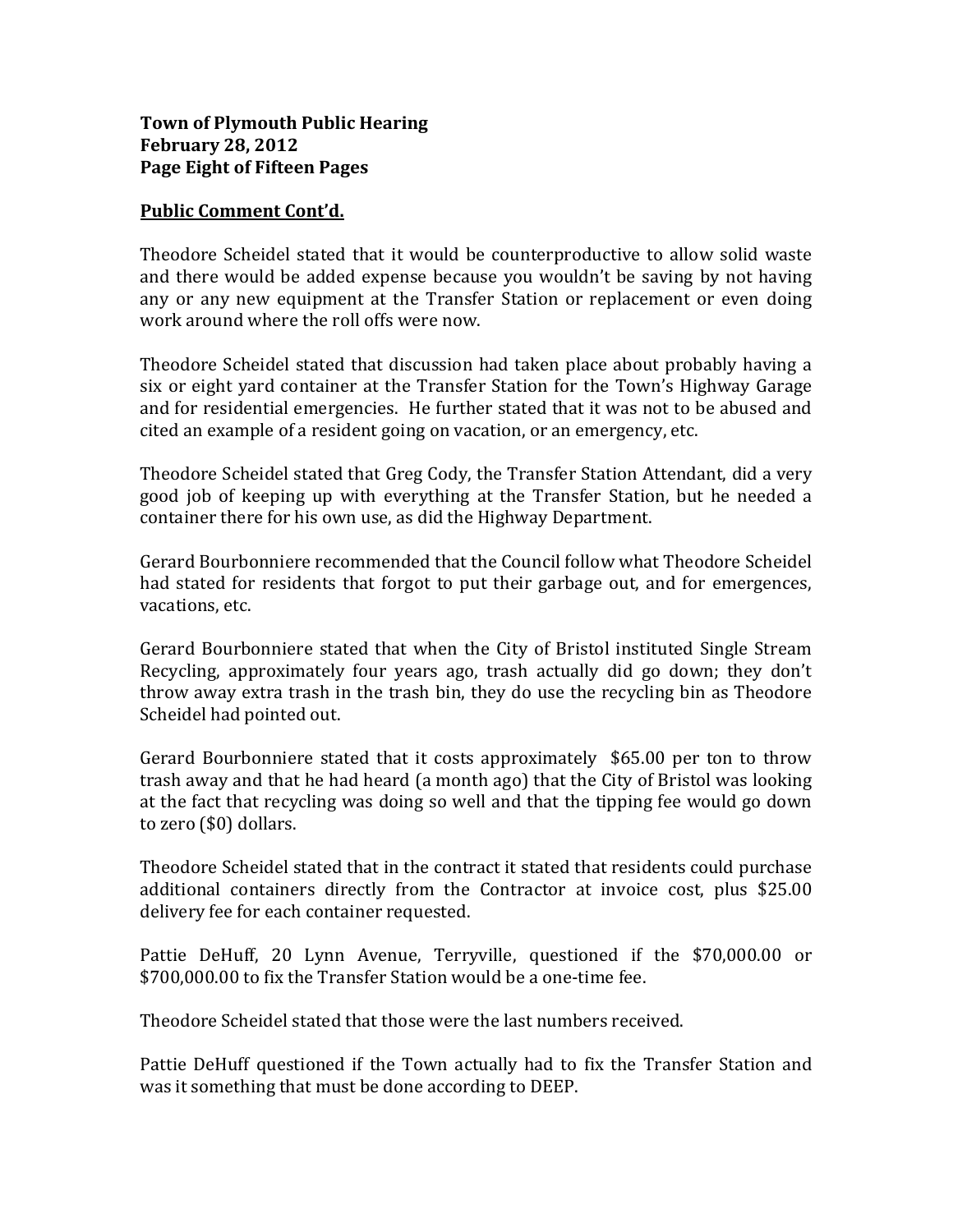**Public Comment Cont'd.**

Theodore Scheidel stated that it would be counterproductive to allow solid waste and there would be added expense because you wouldn't be saving by not having any or any new equipment at the Transfer Station or replacement or even doing work around where the roll offs were now.

Theodore Scheidel stated that discussion had taken place about probably having a six or eight yard container at the Transfer Station for the Town's Highway Garage and for residential emergencies. He further stated that it was not to be abused and cited an example of a resident going on vacation, or an emergency, etc.

Theodore Scheidel stated that Greg Cody, the Transfer Station Attendant, did a very good job of keeping up with everything at the Transfer Station, but he needed a container there for his own use, as did the Highway Department.

Gerard Bourbonniere recommended that the Council follow what Theodore Scheidel had stated for residents that forgot to put their garbage out, and for emergences, vacations, etc.

Gerard Bourbonniere stated that when the City of Bristol instituted Single Stream Recycling, approximately four years ago, trash actually did go down; they don't throw away extra trash in the trash bin, they do use the recycling bin as Theodore Scheidel had pointed out.

Gerard Bourbonniere stated that it costs approximately $65.00 per ton to throw trash away and that he had heard (a month ago) that the City of Bristol was looking at the fact that recycling was doing so well and that the tipping fee would go down to zero ($0) dollars.

Theodore Scheidel stated that in the contract it stated that residents could purchase additional containers directly from the Contractor at invoice cost, plus $25.00 delivery fee for each container requested.

Pattie DeHuff, 20 Lynn Avenue, Terryville, questioned if the $70,000.00 or $700,000.00 to fix the Transfer Station would be a one-time fee.

Theodore Scheidel stated that those were the last numbers received.

Pattie DeHuff questioned if the Town actually had to fix the Transfer Station and was it something that must be done according to DEEP.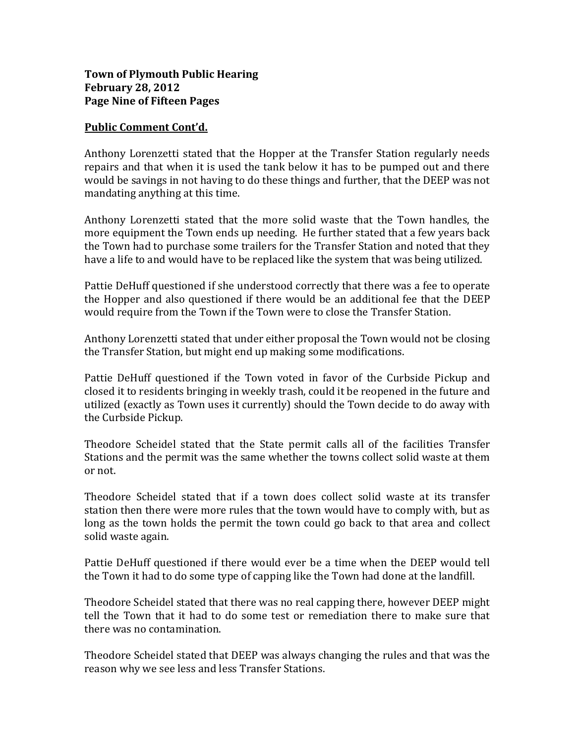**Town of Plymouth Public Hearing**
**February 28, 2012**
**Page Nine of Fifteen Pages**

**Public Comment Cont'd.**

Anthony Lorenzetti stated that the Hopper at the Transfer Station regularly needs repairs and that when it is used the tank below it has to be pumped out and there would be savings in not having to do these things and further, that the DEEP was not mandating anything at this time.

Anthony Lorenzetti stated that the more solid waste that the Town handles, the more equipment the Town ends up needing. He further stated that a few years back the Town had to purchase some trailers for the Transfer Station and noted that they have a life to and would have to be replaced like the system that was being utilized.

Pattie DeHuff questioned if she understood correctly that there was a fee to operate the Hopper and also questioned if there would be an additional fee that the DEEP would require from the Town if the Town were to close the Transfer Station.

Anthony Lorenzetti stated that under either proposal the Town would not be closing the Transfer Station, but might end up making some modifications.

Pattie DeHuff questioned if the Town voted in favor of the Curbside Pickup and closed it to residents bringing in weekly trash, could it be reopened in the future and utilized (exactly as Town uses it currently) should the Town decide to do away with the Curbside Pickup.

Theodore Scheidel stated that the State permit calls all of the facilities Transfer Stations and the permit was the same whether the towns collect solid waste at them or not.

Theodore Scheidel stated that if a town does collect solid waste at its transfer station then there were more rules that the town would have to comply with, but as long as the town holds the permit the town could go back to that area and collect solid waste again.

Pattie DeHuff questioned if there would ever be a time when the DEEP would tell the Town it had to do some type of capping like the Town had done at the landfill.

Theodore Scheidel stated that there was no real capping there, however DEEP might tell the Town that it had to do some test or remediation there to make sure that there was no contamination.

Theodore Scheidel stated that DEEP was always changing the rules and that was the reason why we see less and less Transfer Stations.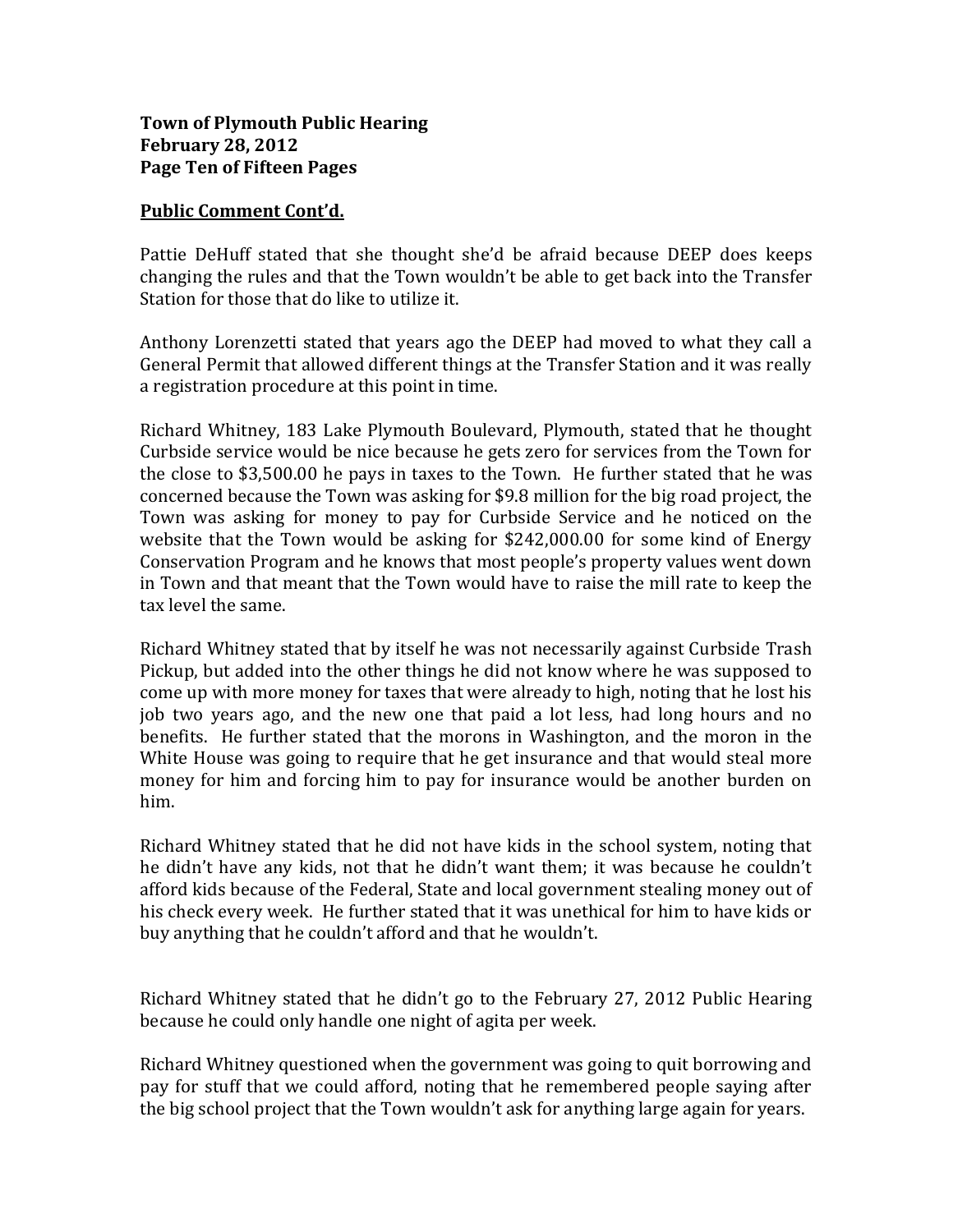**Town of Plymouth Public Hearing**
**February 28, 2012**
**Page Ten of Fifteen Pages**

**Public Comment Cont'd.**

Pattie DeHuff stated that she thought she'd be afraid because DEEP does keeps changing the rules and that the Town wouldn't be able to get back into the Transfer Station for those that do like to utilize it.

Anthony Lorenzetti stated that years ago the DEEP had moved to what they call a General Permit that allowed different things at the Transfer Station and it was really a registration procedure at this point in time.

Richard Whitney, 183 Lake Plymouth Boulevard, Plymouth, stated that he thought Curbside service would be nice because he gets zero for services from the Town for the close to $3,500.00 he pays in taxes to the Town. He further stated that he was concerned because the Town was asking for $9.8 million for the big road project, the Town was asking for money to pay for Curbside Service and he noticed on the website that the Town would be asking for $242,000.00 for some kind of Energy Conservation Program and he knows that most people's property values went down in Town and that meant that the Town would have to raise the mill rate to keep the tax level the same.

Richard Whitney stated that by itself he was not necessarily against Curbside Trash Pickup, but added into the other things he did not know where he was supposed to come up with more money for taxes that were already to high, noting that he lost his job two years ago, and the new one that paid a lot less, had long hours and no benefits. He further stated that the morons in Washington, and the moron in the White House was going to require that he get insurance and that would steal more money for him and forcing him to pay for insurance would be another burden on him.

Richard Whitney stated that he did not have kids in the school system, noting that he didn't have any kids, not that he didn't want them; it was because he couldn't afford kids because of the Federal, State and local government stealing money out of his check every week. He further stated that it was unethical for him to have kids or buy anything that he couldn't afford and that he wouldn't.

Richard Whitney stated that he didn't go to the February 27, 2012 Public Hearing because he could only handle one night of agita per week.

Richard Whitney questioned when the government was going to quit borrowing and pay for stuff that we could afford, noting that he remembered people saying after the big school project that the Town wouldn't ask for anything large again for years.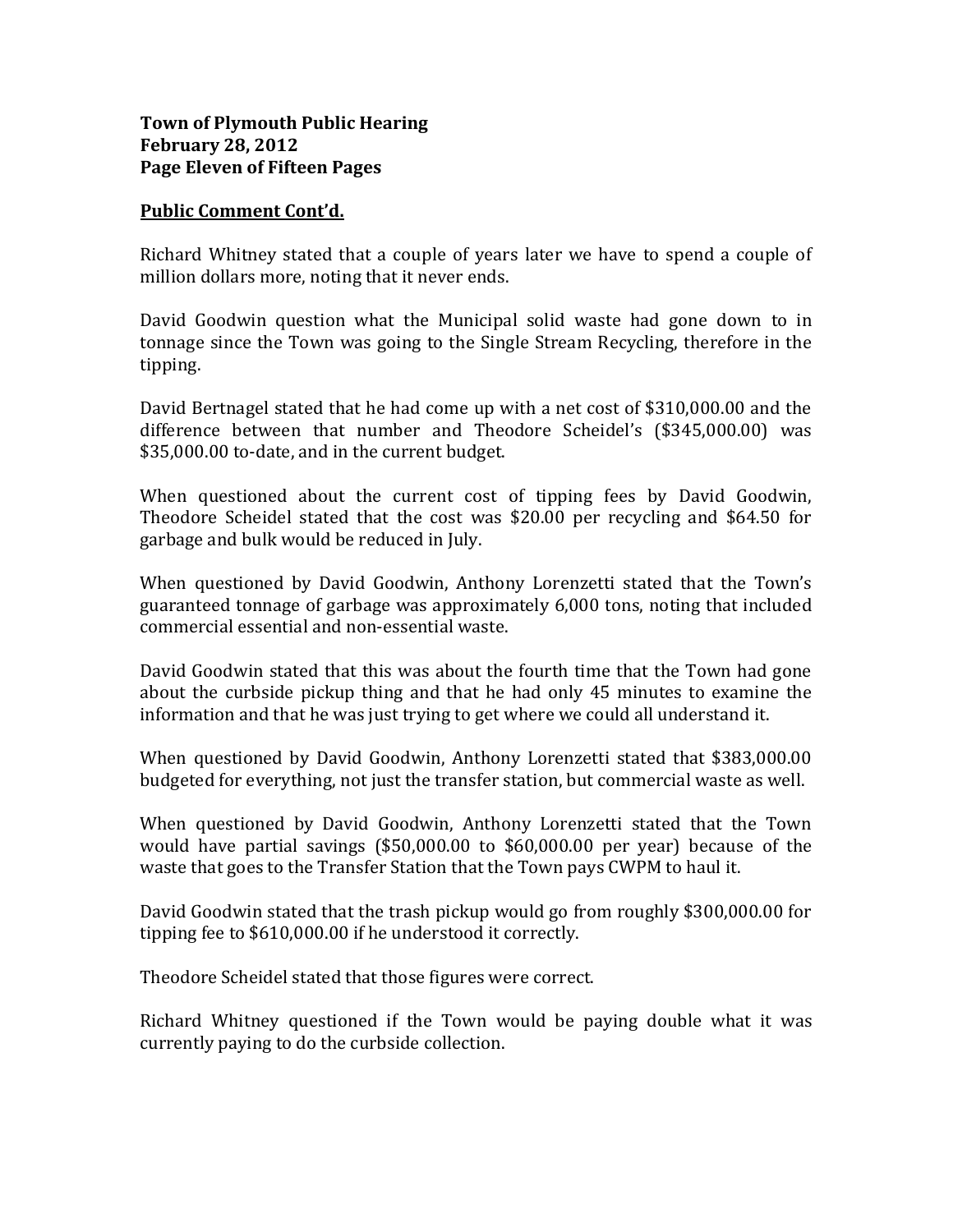**Town of Plymouth Public Hearing**
**February 28, 2012**
**Page Eleven of Fifteen Pages**

**Public Comment Cont'd.**

Richard Whitney stated that a couple of years later we have to spend a couple of million dollars more, noting that it never ends.

David Goodwin question what the Municipal solid waste had gone down to in tonnage since the Town was going to the Single Stream Recycling, therefore in the tipping.

David Bertnagel stated that he had come up with a net cost of $310,000.00 and the difference between that number and Theodore Scheidel's ($345,000.00) was $35,000.00 to-date, and in the current budget.

When questioned about the current cost of tipping fees by David Goodwin, Theodore Scheidel stated that the cost was $20.00 per recycling and $64.50 for garbage and bulk would be reduced in July.

When questioned by David Goodwin, Anthony Lorenzetti stated that the Town's guaranteed tonnage of garbage was approximately 6,000 tons, noting that included commercial essential and non-essential waste.

David Goodwin stated that this was about the fourth time that the Town had gone about the curbside pickup thing and that he had only 45 minutes to examine the information and that he was just trying to get where we could all understand it.

When questioned by David Goodwin, Anthony Lorenzetti stated that $383,000.00 budgeted for everything, not just the transfer station, but commercial waste as well.

When questioned by David Goodwin, Anthony Lorenzetti stated that the Town would have partial savings ($50,000.00 to $60,000.00 per year) because of the waste that goes to the Transfer Station that the Town pays CWPM to haul it.

David Goodwin stated that the trash pickup would go from roughly $300,000.00 for tipping fee to $610,000.00 if he understood it correctly.

Theodore Scheidel stated that those figures were correct.

Richard Whitney questioned if the Town would be paying double what it was currently paying to do the curbside collection.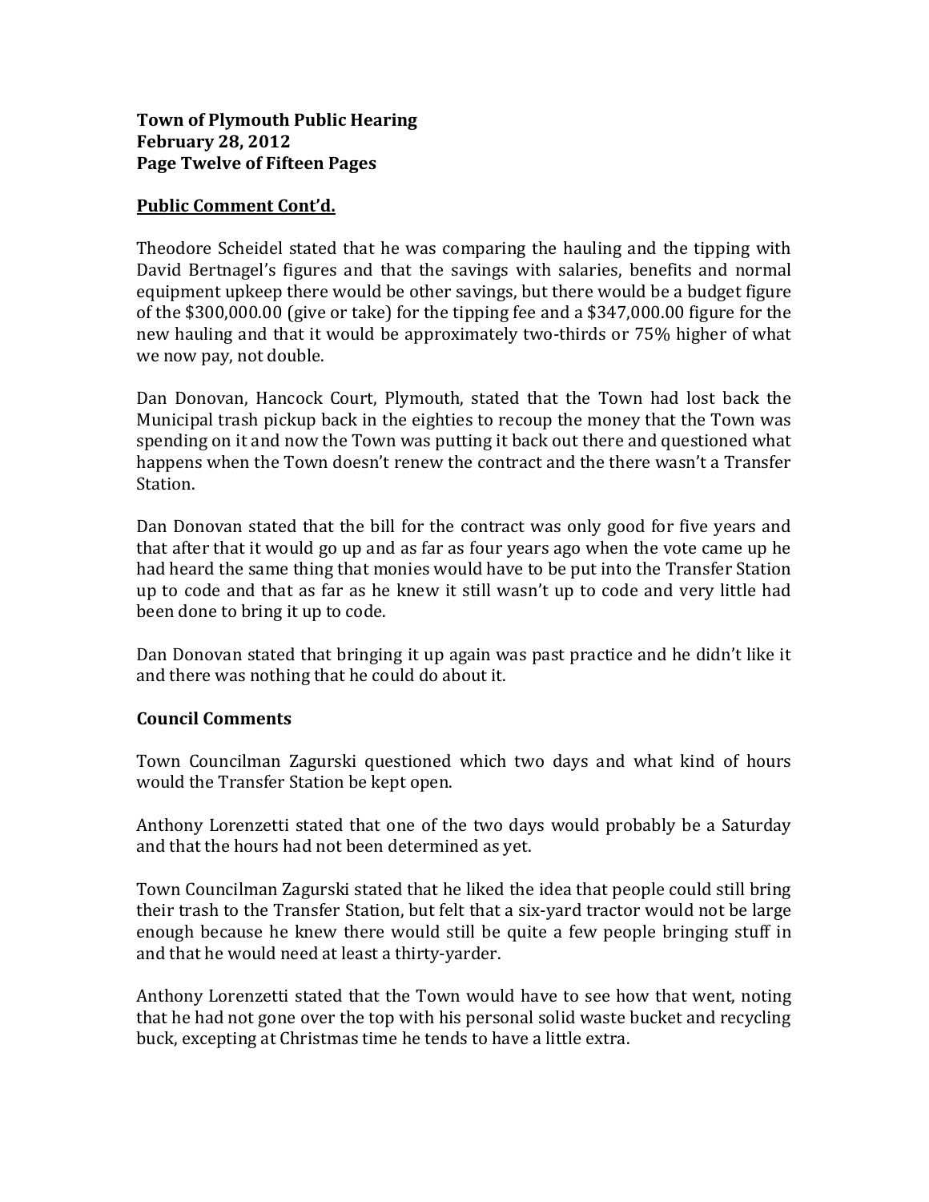**Town of Plymouth Public Hearing**
**February 28, 2012**
**Page Twelve of Fifteen Pages**

**Public Comment Cont'd.**

Theodore Scheidel stated that he was comparing the hauling and the tipping with David Bertnagel's figures and that the savings with salaries, benefits and normal equipment upkeep there would be other savings, but there would be a budget figure of the $300,000.00 (give or take) for the tipping fee and a $347,000.00 figure for the new hauling and that it would be approximately two-thirds or 75% higher of what we now pay, not double.

Dan Donovan, Hancock Court, Plymouth, stated that the Town had lost back the Municipal trash pickup back in the eighties to recoup the money that the Town was spending on it and now the Town was putting it back out there and questioned what happens when the Town doesn't renew the contract and the there wasn't a Transfer Station.

Dan Donovan stated that the bill for the contract was only good for five years and that after that it would go up and as far as four years ago when the vote came up he had heard the same thing that monies would have to be put into the Transfer Station up to code and that as far as he knew it still wasn't up to code and very little had been done to bring it up to code.

Dan Donovan stated that bringing it up again was past practice and he didn't like it and there was nothing that he could do about it.

**Council Comments**

Town Councilman Zagurski questioned which two days and what kind of hours would the Transfer Station be kept open.

Anthony Lorenzetti stated that one of the two days would probably be a Saturday and that the hours had not been determined as yet.

Town Councilman Zagurski stated that he liked the idea that people could still bring their trash to the Transfer Station, but felt that a six-yard tractor would not be large enough because he knew there would still be quite a few people bringing stuff in and that he would need at least a thirty-yarder.

Anthony Lorenzetti stated that the Town would have to see how that went, noting that he had not gone over the top with his personal solid waste bucket and recycling buck, excepting at Christmas time he tends to have a little extra.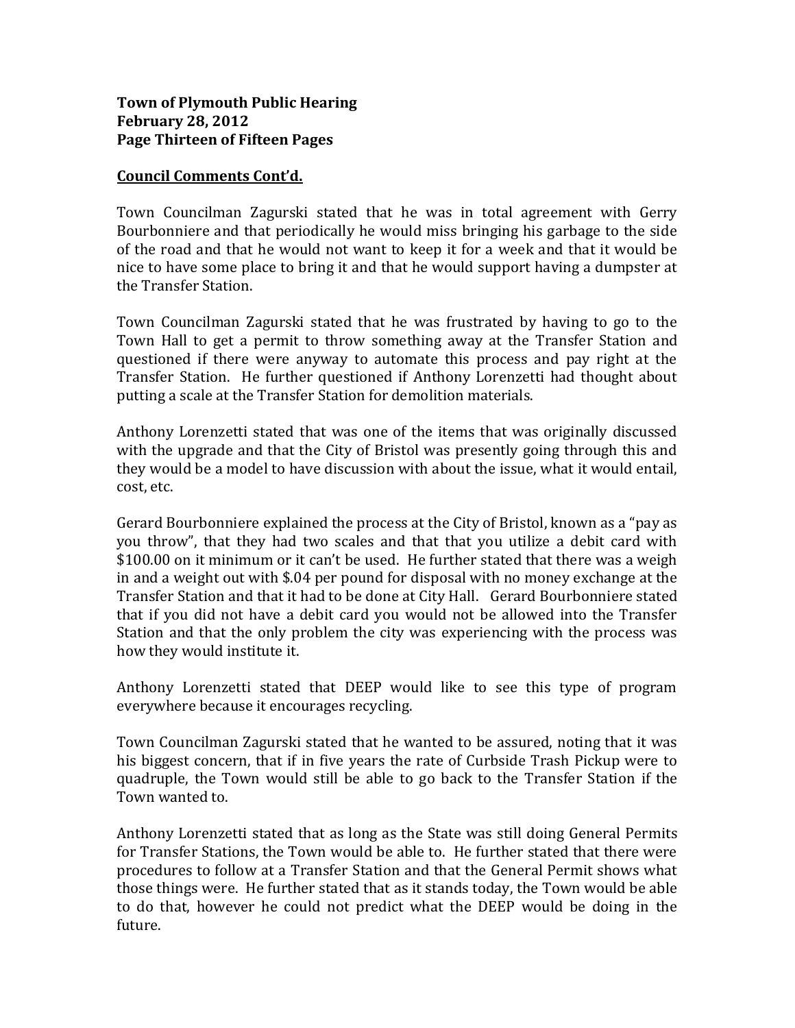**Council Comments Cont'd.**

Town Councilman Zagurski stated that he was in total agreement with Gerry Bourbonniere and that periodically he would miss bringing his garbage to the side of the road and that he would not want to keep it for a week and that it would be nice to have some place to bring it and that he would support having a dumpster at the Transfer Station.

Town Councilman Zagurski stated that he was frustrated by having to go to the Town Hall to get a permit to throw something away at the Transfer Station and questioned if there were anyway to automate this process and pay right at the Transfer Station. He further questioned if Anthony Lorenzetti had thought about putting a scale at the Transfer Station for demolition materials.

Anthony Lorenzetti stated that was one of the items that was originally discussed with the upgrade and that the City of Bristol was presently going through this and they would be a model to have discussion with about the issue, what it would entail, cost, etc.

Gerard Bourbonniere explained the process at the City of Bristol, known as a "pay as you throw", that they had two scales and that that you utilize a debit card with $100.00 on it minimum or it can't be used. He further stated that there was a weigh in and a weight out with $.04 per pound for disposal with no money exchange at the Transfer Station and that it had to be done at City Hall. Gerard Bourbonniere stated that if you did not have a debit card you would not be allowed into the Transfer Station and that the only problem the city was experiencing with the process was how they would institute it.

Anthony Lorenzetti stated that DEEP would like to see this type of program everywhere because it encourages recycling.

Town Councilman Zagurski stated that he wanted to be assured, noting that it was his biggest concern, that if in five years the rate of Curbside Trash Pickup were to quadruple, the Town would still be able to go back to the Transfer Station if the Town wanted to.

Anthony Lorenzetti stated that as long as the State was still doing General Permits for Transfer Stations, the Town would be able to. He further stated that there were procedures to follow at a Transfer Station and that the General Permit shows what those things were. He further stated that as it stands today, the Town would be able to do that, however he could not predict what the DEEP would be doing in the future.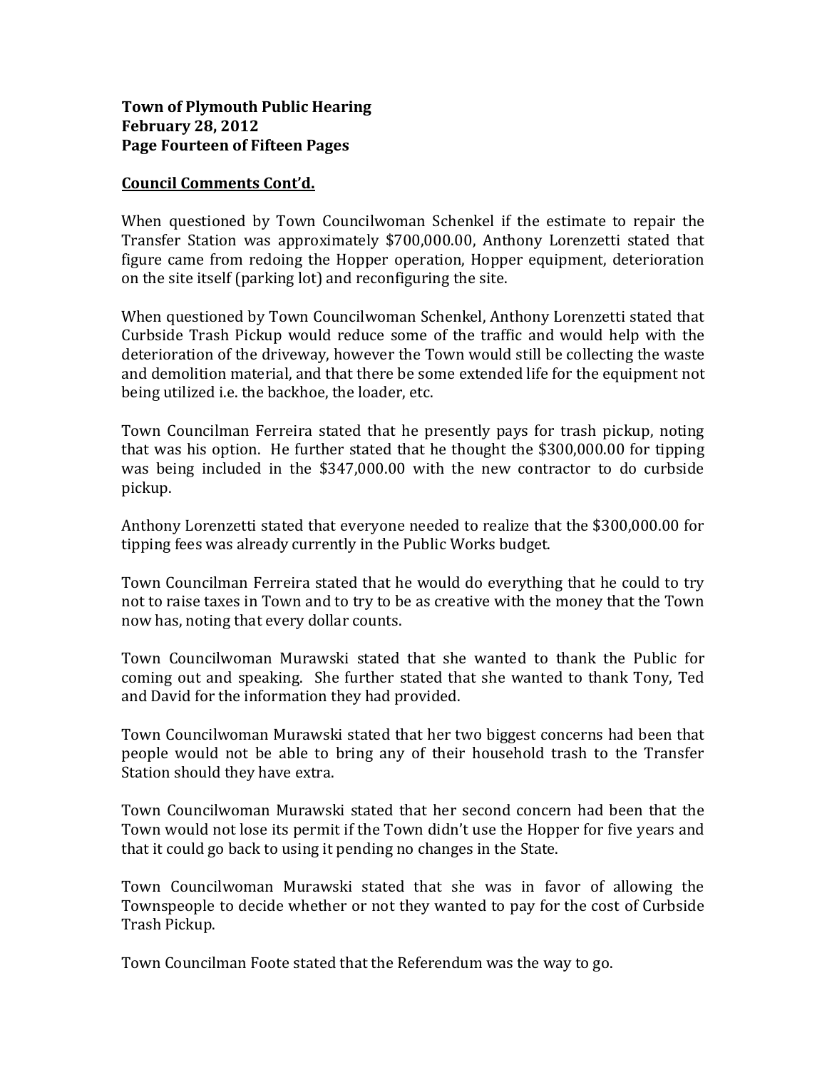**Council Comments Cont'd.**

When questioned by Town Councilwoman Schenkel if the estimate to repair the Transfer Station was approximately $700,000.00, Anthony Lorenzetti stated that figure came from redoing the Hopper operation, Hopper equipment, deterioration on the site itself (parking lot) and reconfiguring the site.

When questioned by Town Councilwoman Schenkel, Anthony Lorenzetti stated that Curbside Trash Pickup would reduce some of the traffic and would help with the deterioration of the driveway, however the Town would still be collecting the waste and demolition material, and that there be some extended life for the equipment not being utilized i.e. the backhoe, the loader, etc.

Town Councilman Ferreira stated that he presently pays for trash pickup, noting that was his option. He further stated that he thought the $300,000.00 for tipping was being included in the $347,000.00 with the new contractor to do curbside pickup.

Anthony Lorenzetti stated that everyone needed to realize that the $300,000.00 for tipping fees was already currently in the Public Works budget.

Town Councilman Ferreira stated that he would do everything that he could to try not to raise taxes in Town and to try to be as creative with the money that the Town now has, noting that every dollar counts.

Town Councilwoman Murawski stated that she wanted to thank the Public for coming out and speaking. She further stated that she wanted to thank Tony, Ted and David for the information they had provided.

Town Councilwoman Murawski stated that her two biggest concerns had been that people would not be able to bring any of their household trash to the Transfer Station should they have extra.

Town Councilwoman Murawski stated that her second concern had been that the Town would not lose its permit if the Town didn't use the Hopper for five years and that it could go back to using it pending no changes in the State.

Town Councilwoman Murawski stated that she was in favor of allowing the Townspeople to decide whether or not they wanted to pay for the cost of Curbside Trash Pickup.

Town Councilman Foote stated that the Referendum was the way to go.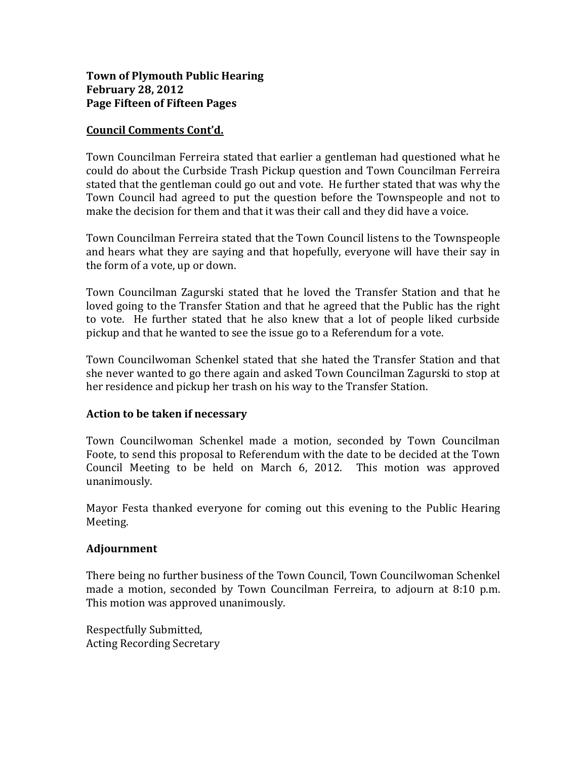## Council Comments Cont'd.

Town Councilman Ferreira stated that earlier a gentleman had questioned what he could do about the Curbside Trash Pickup question and Town Councilman Ferreira stated that the gentleman could go out and vote. He further stated that was why the Town Council had agreed to put the question before the Townspeople and not to make the decision for them and that it was their call and they did have a voice.

Town Councilman Ferreira stated that the Town Council listens to the Townspeople and hears what they are saying and that hopefully, everyone will have their say in the form of a vote, up or down.

Town Councilman Zagurski stated that he loved the Transfer Station and that he loved going to the Transfer Station and that he agreed that the Public has the right to vote. He further stated that he also knew that a lot of people liked curbside pickup and that he wanted to see the issue go to a Referendum for a vote.

Town Councilwoman Schenkel stated that she hated the Transfer Station and that she never wanted to go there again and asked Town Councilman Zagurski to stop at her residence and pickup her trash on his way to the Transfer Station.

### Action to be taken if necessary

Town Councilwoman Schenkel made a motion, seconded by Town Councilman Foote, to send this proposal to Referendum with the date to be decided at the Town Council Meeting to be held on March 6, 2012. This motion was approved unanimously.

Mayor Festa thanked everyone for coming out this evening to the Public Hearing Meeting.

### Adjournment

There being no further business of the Town Council, Town Councilwoman Schenkel made a motion, seconded by Town Councilman Ferreira, to adjourn at 8:10 p.m. This motion was approved unanimously.

Respectfully Submitted,
Acting Recording Secretary